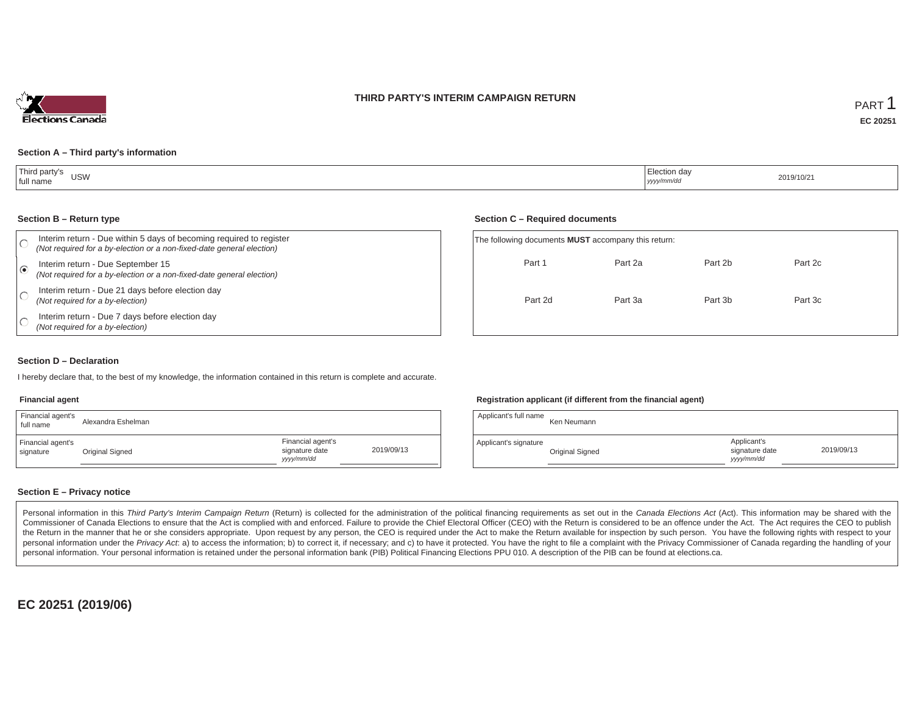# THIRD PARTY'S INTERIM CAMPAIGN RETURN

PART 1

**EC 20251**

### Section A – Third party's information

| Third party's full name | USW | Election day *yyyy/mm/dd* | 2019/10/21 |
|---|---|---|---|

### Section B – Return type

- ○ Interim return - Due within 5 days of becoming required to register *(Not required for a by-election or a non-fixed-date general election)*
- ◉ Interim return - Due September 15 *(Not required for a by-election or a non-fixed-date general election)*
- ○ Interim return - Due 21 days before election day *(Not required for a by-election)*
- ○ Interim return - Due 7 days before election day *(Not required for a by-election)*

### Section C – Required documents

The following documents **MUST** accompany this return:

| Part 1 | Part 2a | Part 2b | Part 2c |
|---|---|---|---|
| Part 2d | Part 3a | Part 3b | Part 3c |

### Section D – Declaration

I hereby declare that, to the best of my knowledge, the information contained in this return is complete and accurate.

**Financial agent**

| Financial agent's full name | Alexandra Eshelman | | |
|---|---|---|---|
| Financial agent's signature | Original Signed | Financial agent's signature date *yyyy/mm/dd* | 2019/09/13 |

**Registration applicant (if different from the financial agent)**

| Applicant's full name | Ken Neumann | | |
|---|---|---|---|
| Applicant's signature | Original Signed | Applicant's signature date *yyyy/mm/dd* | 2019/09/13 |

### Section E – Privacy notice

Personal information in this *Third Party's Interim Campaign Return* (Return) is collected for the administration of the political financing requirements as set out in the *Canada Elections Act* (Act). This information may be shared with the Commissioner of Canada Elections to ensure that the Act is complied with and enforced. Failure to provide the Chief Electoral Officer (CEO) with the Return is considered to be an offence under the Act. The Act requires the CEO to publish the Return in the manner that he or she considers appropriate. Upon request by any person, the CEO is required under the Act to make the Return available for inspection by such person. You have the following rights with respect to your personal information under the *Privacy Act*: a) to access the information; b) to correct it, if necessary; and c) to have it protected. You have the right to file a complaint with the Privacy Commissioner of Canada regarding the handling of your personal information. Your personal information is retained under the personal information bank (PIB) Political Financing Elections PPU 010. A description of the PIB can be found at elections.ca.

**EC 20251 (2019/06)**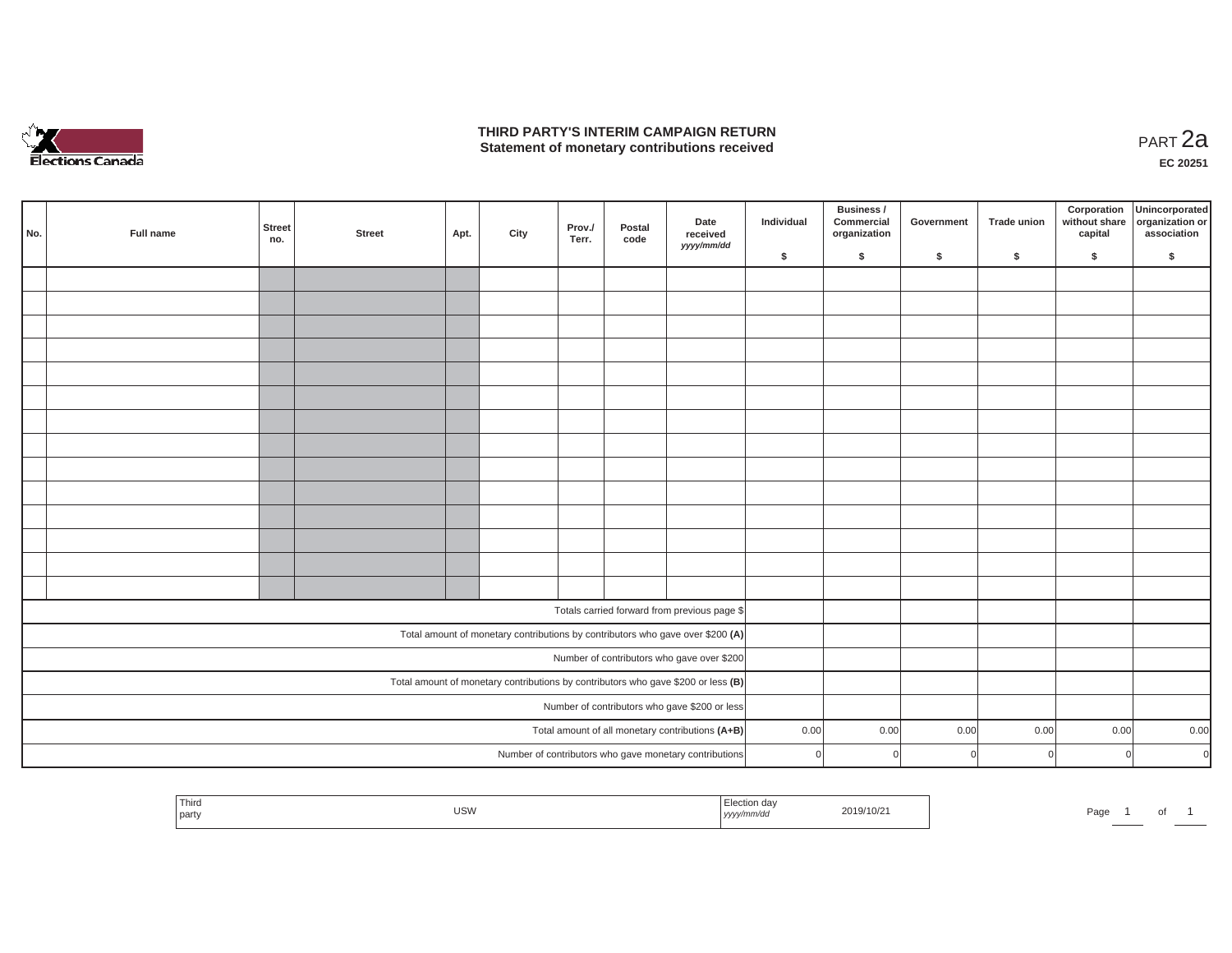# THIRD PARTY'S INTERIM CAMPAIGN RETURN
## Statement of monetary contributions received

PART 2a

**EC 20251**

| No. | Full name | Street no. | Street | Apt. | City | Prov./ Terr. | Postal code | Date received yyyy/mm/dd | Individual $ | Business / Commercial organization $ | Government $ | Trade union $ | Corporation without share capital $ | Unincorporated organization or association $ |
|---|---|---|---|---|---|---|---|---|---|---|---|---|---|---|
| | | | | | | | | | | | | | | |
| | | | | | | | | | | | | | | |
| | | | | | | | | | | | | | | |
| | | | | | | | | | | | | | | |
| | | | | | | | | | | | | | | |
| | | | | | | | | | | | | | | |
| | | | | | | | | | | | | | | |
| | | | | | | | | | | | | | | |
| | | | | | | | | | | | | | | |
| | | | | | | | | | | | | | | |
| | | | | | | | | | | | | | | |
| | | | | | | | | | | | | | | |
| | | | | | | | | | | | | | | |
| | | | | | | | | | | | | | | |
| Totals carried forward from previous page $ | | | | | | | | | | | | | | |
| Total amount of monetary contributions by contributors who gave over $200 **(A)** | | | | | | | | | | | | | | |
| Number of contributors who gave over $200 | | | | | | | | | | | | | | |
| Total amount of monetary contributions by contributors who gave $200 or less **(B)** | | | | | | | | | | | | | | |
| Number of contributors who gave $200 or less | | | | | | | | | | | | | | |
| Total amount of all monetary contributions **(A+B)** | | | | | | | | | 0.00 | 0.00 | 0.00 | 0.00 | 0.00 | 0.00 |
| Number of contributors who gave monetary contributions | | | | | | | | | 0 | 0 | 0 | 0 | 0 | 0 |

| Third party | USW | Election day yyyy/mm/dd | 2019/10/21 |
|---|---|---|---|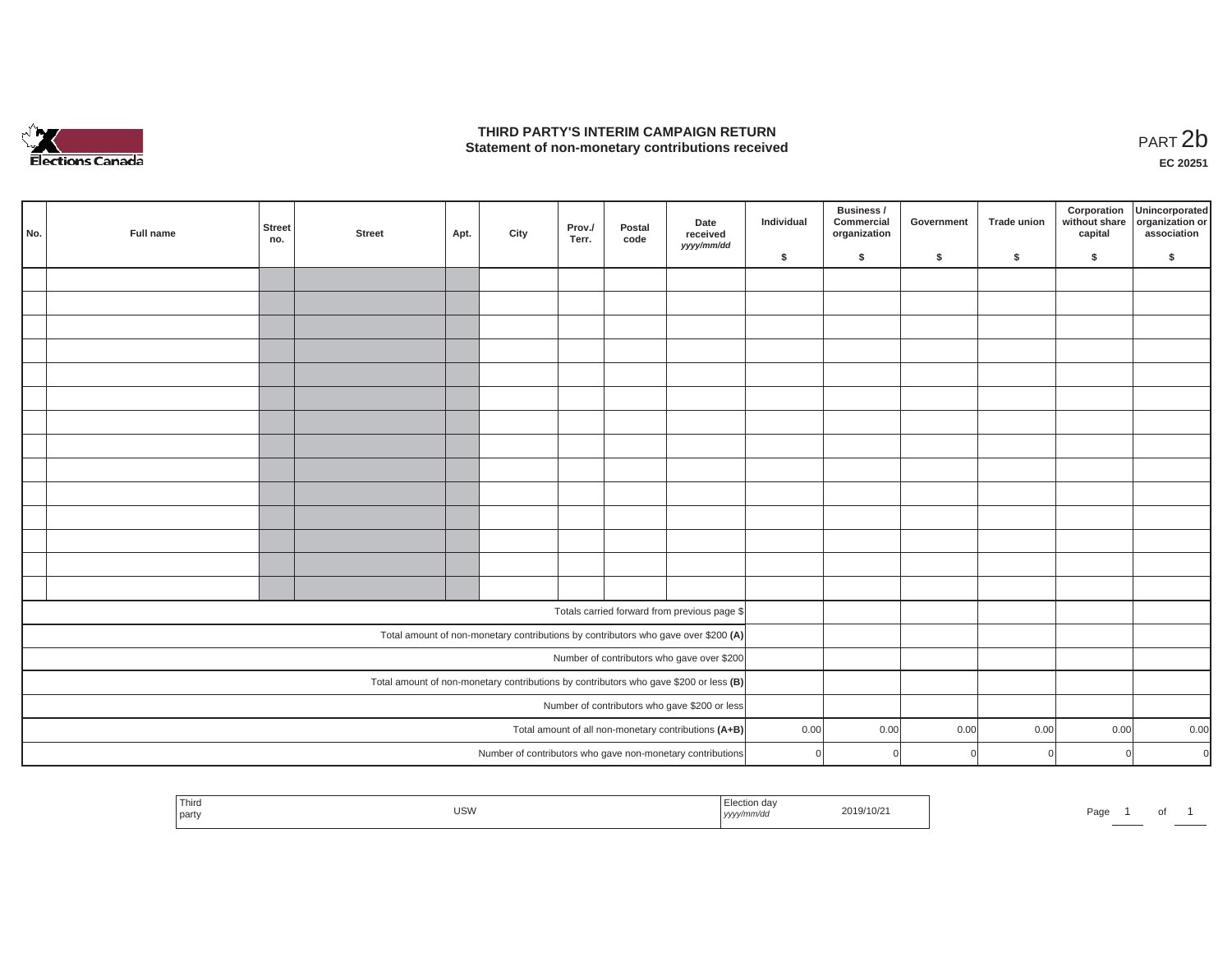# THIRD PARTY'S INTERIM CAMPAIGN RETURN
## Statement of non-monetary contributions received

PART 2b

EC 20251

| No. | Full name | Street no. | Street | Apt. | City | Prov./ Terr. | Postal code | Date received *yyyy/mm/dd* | Individual $ | Business / Commercial organization $ | Government $ | Trade union $ | Corporation without share capital $ | Unincorporated organization or association $ |
|---|---|---|---|---|---|---|---|---|---|---|---|---|---|---|
| | | | | | | | | | | | | | | |
| | | | | | | | | | | | | | | |
| | | | | | | | | | | | | | | |
| | | | | | | | | | | | | | | |
| | | | | | | | | | | | | | | |
| | | | | | | | | | | | | | | |
| | | | | | | | | | | | | | | |
| | | | | | | | | | | | | | | |
| | | | | | | | | | | | | | | |
| | | | | | | | | | | | | | | |
| | | | | | | | | | | | | | | |
| | | | | | | | | | | | | | | |
| | | | | | | | | | | | | | | |
| | | | | | | | | | | | | | | |
| Totals carried forward from previous page $ | | | | | | | | | | | | | | |
| Total amount of non-monetary contributions by contributors who gave over $200 **(A)** | | | | | | | | | | | | | | |
| Number of contributors who gave over $200 | | | | | | | | | | | | | | |
| Total amount of non-monetary contributions by contributors who gave $200 or less **(B)** | | | | | | | | | | | | | | |
| Number of contributors who gave $200 or less | | | | | | | | | | | | | | |
| Total amount of all non-monetary contributions **(A+B)** | | | | | | | | | 0.00 | 0.00 | 0.00 | 0.00 | 0.00 | 0.00 |
| Number of contributors who gave non-monetary contributions | | | | | | | | | 0 | 0 | 0 | 0 | 0 | 0 |

| Third party | USW | Election day *yyyy/mm/dd* | 2019/10/21 |
|---|---|---|---|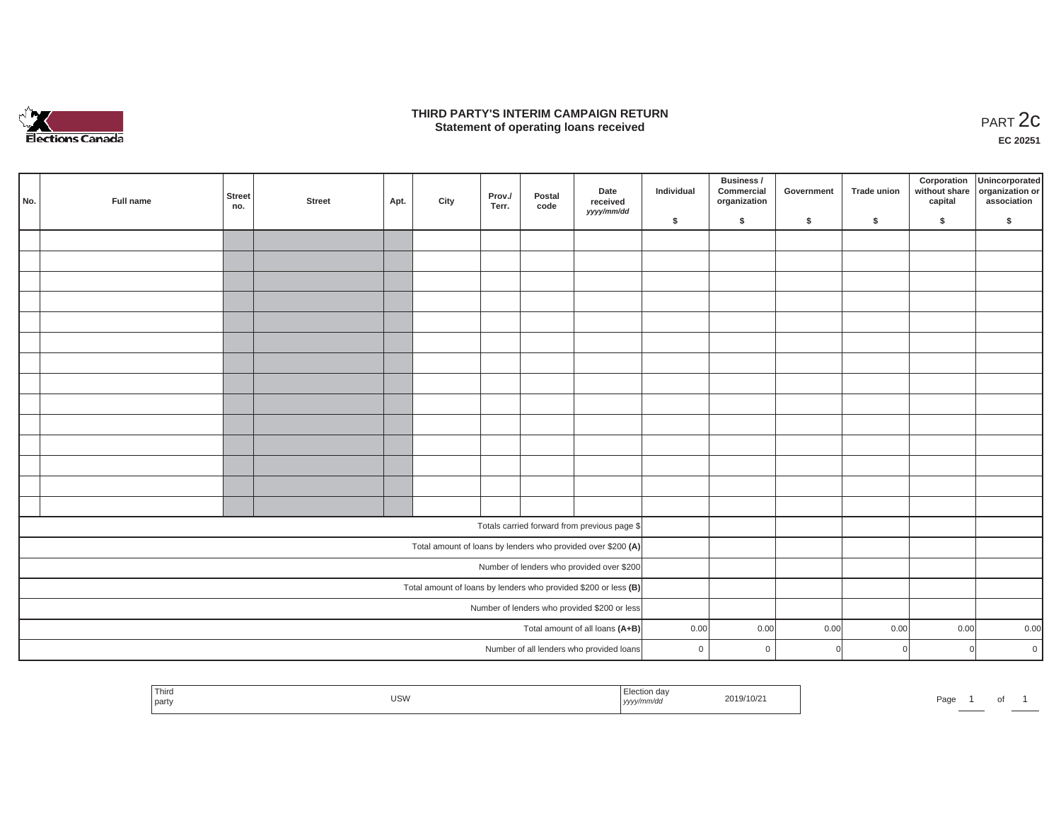# THIRD PARTY'S INTERIM CAMPAIGN RETURN
## Statement of operating loans received

PART 2c

EC 20251

| No. | Full name | Street no. | Street | Apt. | City | Prov./Terr. | Postal code | Date received *yyyy/mm/dd* | Individual $ | Business / Commercial organization $ | Government $ | Trade union $ | Corporation without share capital $ | Unincorporated organization or association $ |
|---|---|---|---|---|---|---|---|---|---|---|---|---|---|---|
| | | | | | | | | | | | | | | |
| | | | | | | | | | | | | | | |
| | | | | | | | | | | | | | | |
| | | | | | | | | | | | | | | |
| | | | | | | | | | | | | | | |
| | | | | | | | | | | | | | | |
| | | | | | | | | | | | | | | |
| | | | | | | | | | | | | | | |
| | | | | | | | | | | | | | | |
| | | | | | | | | | | | | | | |
| | | | | | | | | | | | | | | |
| | | | | | | | | | | | | | | |
| | | | | | | | | | | | | | | |
| | | | | | | | | | | | | | | |
| Totals carried forward from previous page $ | | | | | | | | | | | | | | |
| Total amount of loans by lenders who provided over $200 **(A)** | | | | | | | | | | | | | | |
| Number of lenders who provided over $200 | | | | | | | | | | | | | | |
| Total amount of loans by lenders who provided $200 or less **(B)** | | | | | | | | | | | | | | |
| Number of lenders who provided $200 or less | | | | | | | | | | | | | | |
| Total amount of all loans **(A+B)** | | | | | | | | | 0.00 | 0.00 | 0.00 | 0.00 | 0.00 | 0.00 |
| Number of all lenders who provided loans | | | | | | | | | 0 | 0 | 0 | 0 | 0 | 0 |

| Third party | USW | Election day *yyyy/mm/dd* | 2019/10/21 |
|---|---|---|---|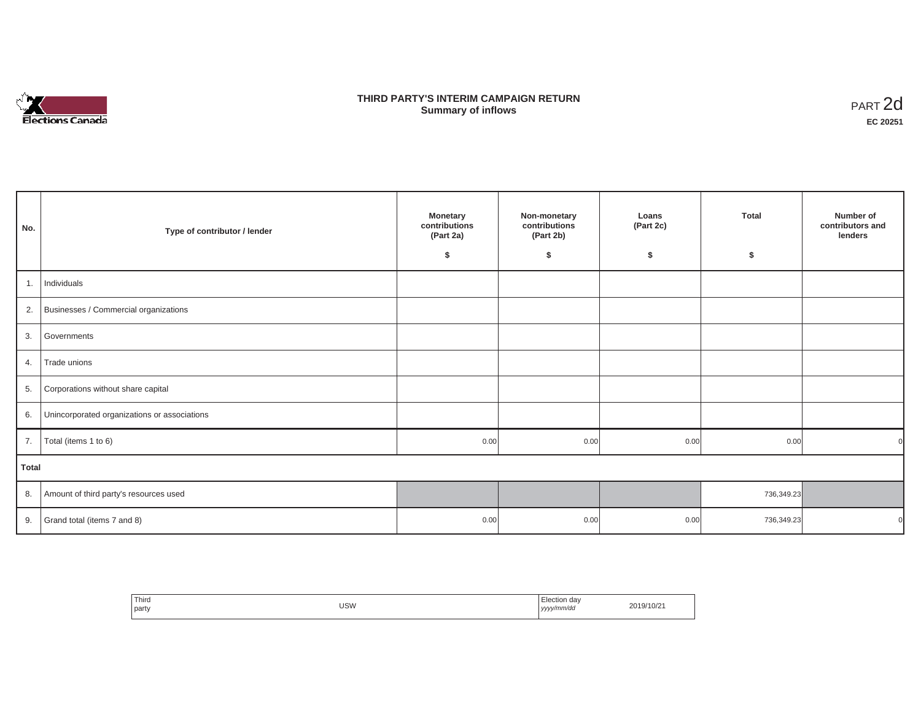# THIRD PARTY'S INTERIM CAMPAIGN RETURN
## Summary of inflows

PART 2d
**EC 20251**

| No. | Type of contributor / lender | Monetary contributions (Part 2a) $ | Non-monetary contributions (Part 2b) $ | Loans (Part 2c) $ | Total $ | Number of contributors and lenders |
|---|---|---|---|---|---|---|
| 1. | Individuals | | | | | |
| 2. | Businesses / Commercial organizations | | | | | |
| 3. | Governments | | | | | |
| 4. | Trade unions | | | | | |
| 5. | Corporations without share capital | | | | | |
| 6. | Unincorporated organizations or associations | | | | | |
| 7. | Total (items 1 to 6) | 0.00 | 0.00 | 0.00 | 0.00 | 0 |
| **Total** | | | | | | |
| 8. | Amount of third party's resources used | | | | 736,349.23 | |
| 9. | Grand total (items 7 and 8) | 0.00 | 0.00 | 0.00 | 736,349.23 | 0 |

| Third party | USW | Election day *yyyy/mm/dd* | 2019/10/21 |
|---|---|---|---|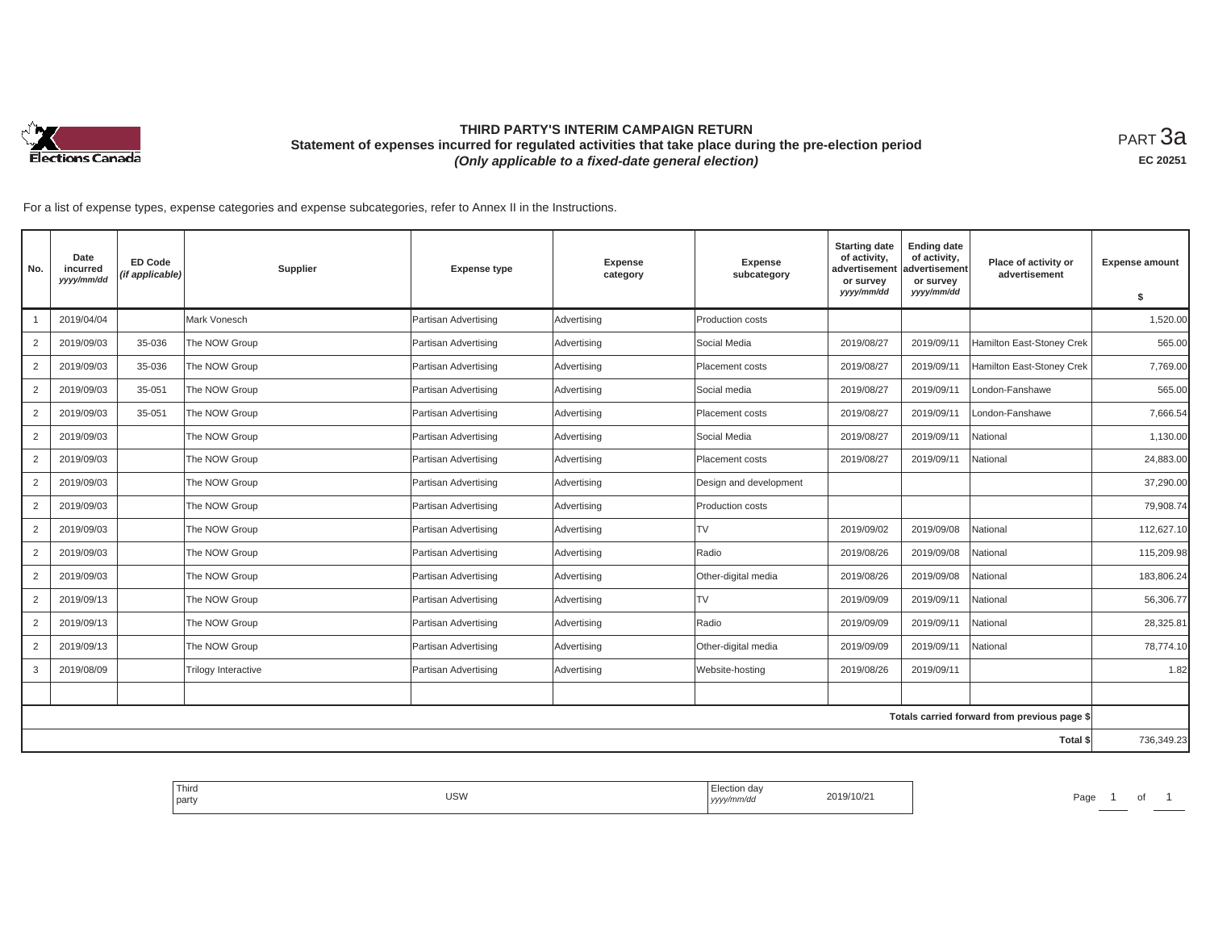# THIRD PARTY'S INTERIM CAMPAIGN RETURN

**Statement of expenses incurred for regulated activities that take place during the pre-election period**

***(Only applicable to a fixed-date general election)***

PART 3a

**EC 20251**

For a list of expense types, expense categories and expense subcategories, refer to Annex II in the Instructions.

| No. | Date incurred *yyyy/mm/dd* | ED Code *(if applicable)* | Supplier | Expense type | Expense category | Expense subcategory | Starting date of activity, advertisement or survey *yyyy/mm/dd* | Ending date of activity, advertisement or survey *yyyy/mm/dd* | Place of activity or advertisement | Expense amount $ |
|---|---|---|---|---|---|---|---|---|---|---|
| 1 | 2019/04/04 | | Mark Vonesch | Partisan Advertising | Advertising | Production costs | | | | 1,520.00 |
| 2 | 2019/09/03 | 35-036 | The NOW Group | Partisan Advertising | Advertising | Social Media | 2019/08/27 | 2019/09/11 | Hamilton East-Stoney Crek | 565.00 |
| 2 | 2019/09/03 | 35-036 | The NOW Group | Partisan Advertising | Advertising | Placement costs | 2019/08/27 | 2019/09/11 | Hamilton East-Stoney Crek | 7,769.00 |
| 2 | 2019/09/03 | 35-051 | The NOW Group | Partisan Advertising | Advertising | Social media | 2019/08/27 | 2019/09/11 | London-Fanshawe | 565.00 |
| 2 | 2019/09/03 | 35-051 | The NOW Group | Partisan Advertising | Advertising | Placement costs | 2019/08/27 | 2019/09/11 | London-Fanshawe | 7,666.54 |
| 2 | 2019/09/03 | | The NOW Group | Partisan Advertising | Advertising | Social Media | 2019/08/27 | 2019/09/11 | National | 1,130.00 |
| 2 | 2019/09/03 | | The NOW Group | Partisan Advertising | Advertising | Placement costs | 2019/08/27 | 2019/09/11 | National | 24,883.00 |
| 2 | 2019/09/03 | | The NOW Group | Partisan Advertising | Advertising | Design and development | | | | 37,290.00 |
| 2 | 2019/09/03 | | The NOW Group | Partisan Advertising | Advertising | Production costs | | | | 79,908.74 |
| 2 | 2019/09/03 | | The NOW Group | Partisan Advertising | Advertising | TV | 2019/09/02 | 2019/09/08 | National | 112,627.10 |
| 2 | 2019/09/03 | | The NOW Group | Partisan Advertising | Advertising | Radio | 2019/08/26 | 2019/09/08 | National | 115,209.98 |
| 2 | 2019/09/03 | | The NOW Group | Partisan Advertising | Advertising | Other-digital media | 2019/08/26 | 2019/09/08 | National | 183,806.24 |
| 2 | 2019/09/13 | | The NOW Group | Partisan Advertising | Advertising | TV | 2019/09/09 | 2019/09/11 | National | 56,306.77 |
| 2 | 2019/09/13 | | The NOW Group | Partisan Advertising | Advertising | Radio | 2019/09/09 | 2019/09/11 | National | 28,325.81 |
| 2 | 2019/09/13 | | The NOW Group | Partisan Advertising | Advertising | Other-digital media | 2019/09/09 | 2019/09/11 | National | 78,774.10 |
| 3 | 2019/08/09 | | Trilogy Interactive | Partisan Advertising | Advertising | Website-hosting | 2019/08/26 | 2019/09/11 | | 1.82 |
| | | | | | | | | | | |
| | | | | | | | | | Totals carried forward from previous page $ | |
| | | | | | | | | | Total $ | 736,349.23 |

| Third party | USW | Election day *yyyy/mm/dd* | 2019/10/21 |
|---|---|---|---|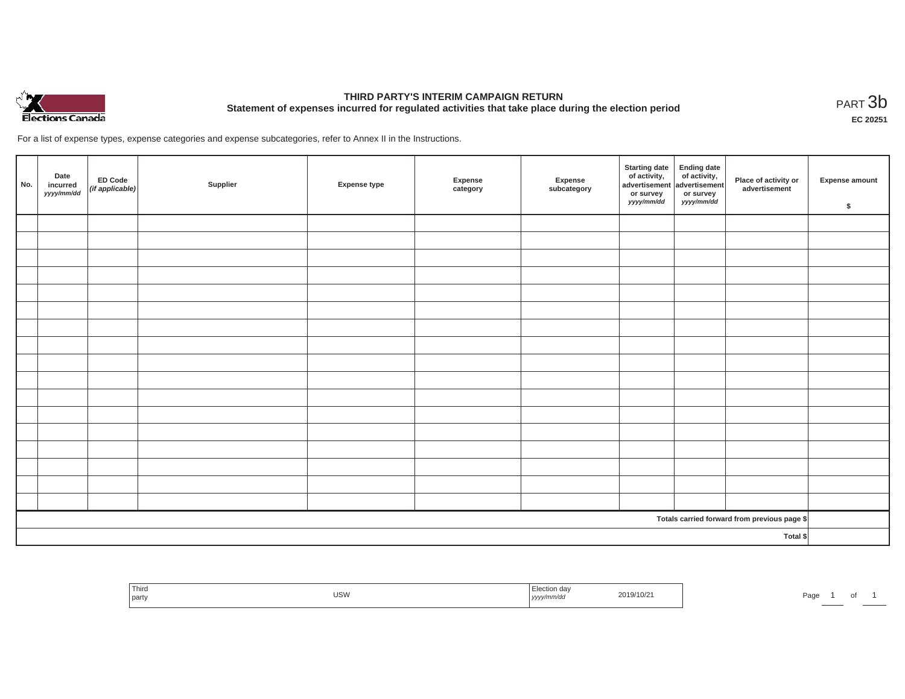# THIRD PARTY'S INTERIM CAMPAIGN RETURN

## Statement of expenses incurred for regulated activities that take place during the election period

PART 3b

**EC 20251**

For a list of expense types, expense categories and expense subcategories, refer to Annex II in the Instructions.

| No. | Date incurred *yyyy/mm/dd* | ED Code *(if applicable)* | Supplier | Expense type | Expense category | Expense subcategory | Starting date of activity, advertisement or survey *yyyy/mm/dd* | Ending date of activity, advertisement or survey *yyyy/mm/dd* | Place of activity or advertisement | Expense amount $ |
|---|---|---|---|---|---|---|---|---|---|---|
| | | | | | | | | | | |
| | | | | | | | | | | |
| | | | | | | | | | | |
| | | | | | | | | | | |
| | | | | | | | | | | |
| | | | | | | | | | | |
| | | | | | | | | | | |
| | | | | | | | | | | |
| | | | | | | | | | | |
| | | | | | | | | | | |
| | | | | | | | | | | |
| | | | | | | | | | | |
| | | | | | | | | | | |
| | | | | | | | | | | |
| | | | | | | | | | | |
| | | | | | | | | | | |
| | | | | | | | | | | |
| | | | | | | | | | Totals carried forward from previous page $ | |
| | | | | | | | | | Total $ | |

| Third party | USW | Election day *yyyy/mm/dd* | 2019/10/21 |
|---|---|---|---|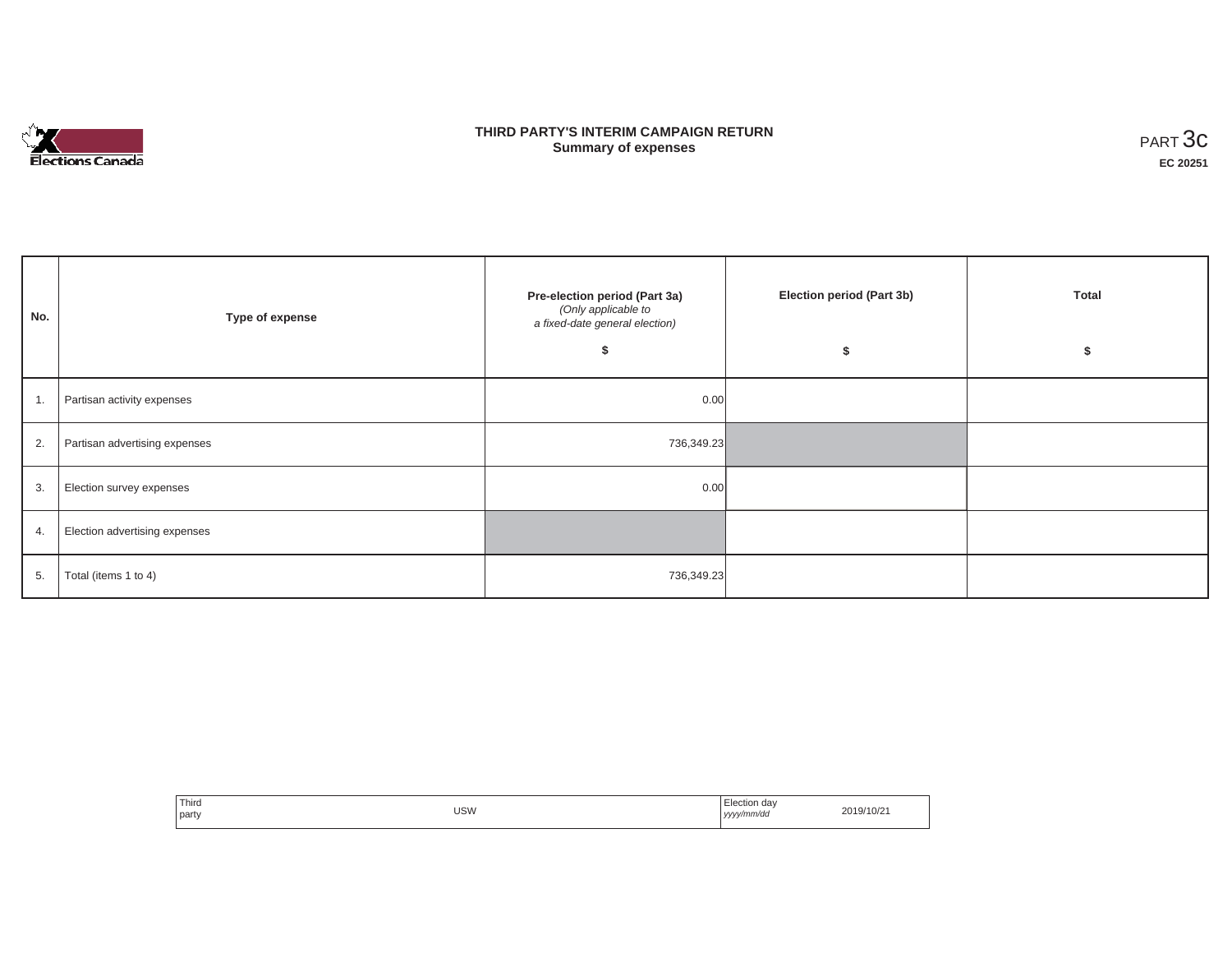# THIRD PARTY'S INTERIM CAMPAIGN RETURN

## Summary of expenses

PART 3c

**EC 20251**

| No. | Type of expense | Pre-election period (Part 3a) *(Only applicable to a fixed-date general election)* $ | Election period (Part 3b) $ | Total $ |
|---|---|---|---|---|
| 1. | Partisan activity expenses | 0.00 | | |
| 2. | Partisan advertising expenses | 736,349.23 | | |
| 3. | Election survey expenses | 0.00 | | |
| 4. | Election advertising expenses | | | |
| 5. | Total (items 1 to 4) | 736,349.23 | | |

| | | | |
|---|---|---|---|
| Third party | USW | Election day *yyyy/mm/dd* | 2019/10/21 |